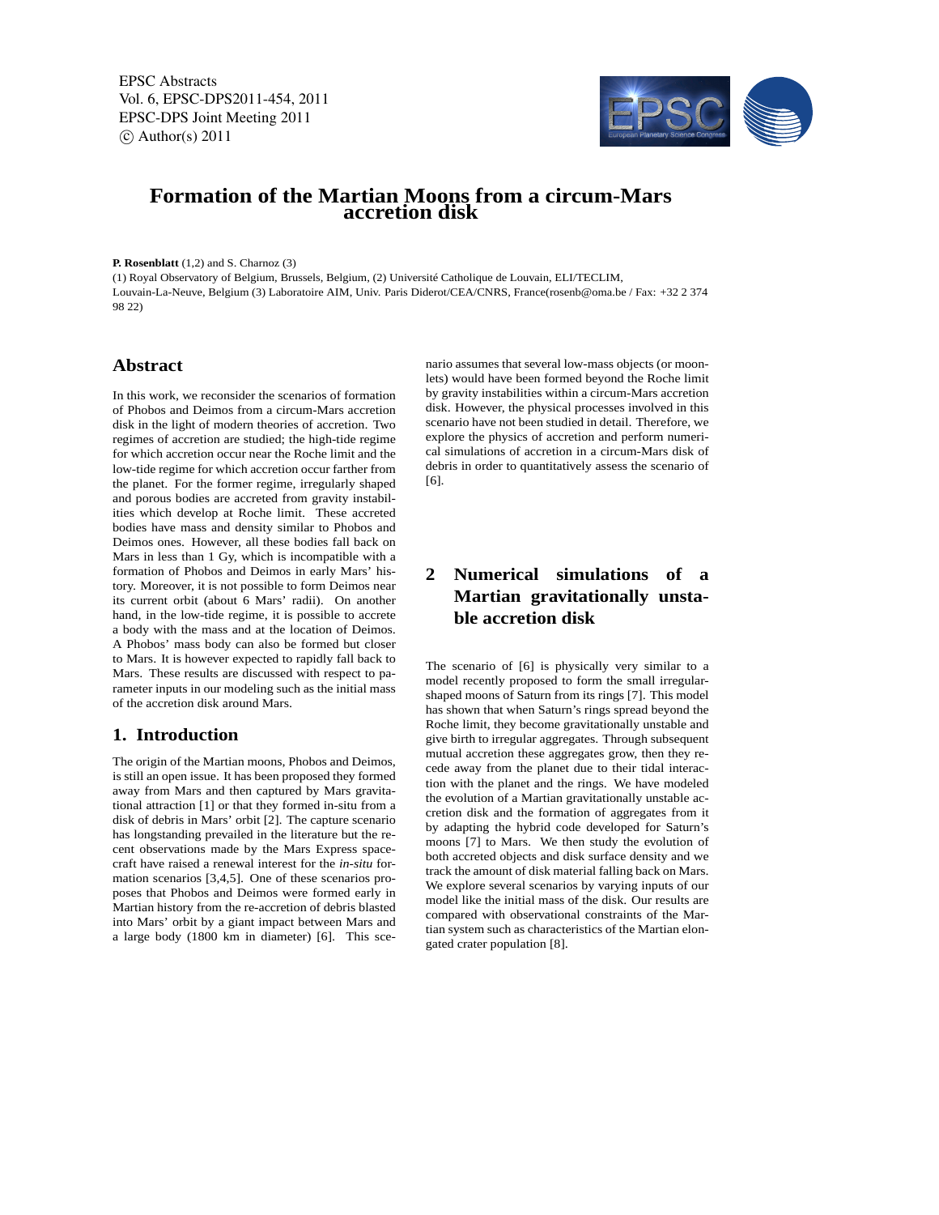# Formation of the Martian Moons from a circum-Mars accretion disk

**P. Rosenblatt** (1,2) and S. Charnoz (3)

(1) Royal Observatory of Belgium, Brussels, Belgium, (2) Université Catholique de Louvain, ELI/TECLIM, Louvain-La-Neuve, Belgium (3) Laboratoire AIM, Univ. Paris Diderot/CEA/CNRS, France(rosenb@oma.be / Fax: +32 2 374 98 22)

## Abstract

In this work, we reconsider the scenarios of formation of Phobos and Deimos from a circum-Mars accretion disk in the light of modern theories of accretion. Two regimes of accretion are studied; the high-tide regime for which accretion occur near the Roche limit and the low-tide regime for which accretion occur farther from the planet. For the former regime, irregularly shaped and porous bodies are accreted from gravity instabilities which develop at Roche limit. These accreted bodies have mass and density similar to Phobos and Deimos ones. However, all these bodies fall back on Mars in less than 1 Gy, which is incompatible with a formation of Phobos and Deimos in early Mars' history. Moreover, it is not possible to form Deimos near its current orbit (about 6 Mars' radii). On another hand, in the low-tide regime, it is possible to accrete a body with the mass and at the location of Deimos. A Phobos' mass body can also be formed but closer to Mars. It is however expected to rapidly fall back to Mars. These results are discussed with respect to parameter inputs in our modeling such as the initial mass of the accretion disk around Mars.

## 1. Introduction

The origin of the Martian moons, Phobos and Deimos, is still an open issue. It has been proposed they formed away from Mars and then captured by Mars gravitational attraction [1] or that they formed in-situ from a disk of debris in Mars' orbit [2]. The capture scenario has longstanding prevailed in the literature but the recent observations made by the Mars Express spacecraft have raised a renewal interest for the *in-situ* formation scenarios [3,4,5]. One of these scenarios proposes that Phobos and Deimos were formed early in Martian history from the re-accretion of debris blasted into Mars' orbit by a giant impact between Mars and a large body (1800 km in diameter) [6]. This scenario assumes that several low-mass objects (or moonlets) would have been formed beyond the Roche limit by gravity instabilities within a circum-Mars accretion disk. However, the physical processes involved in this scenario have not been studied in detail. Therefore, we explore the physics of accretion and perform numerical simulations of accretion in a circum-Mars disk of debris in order to quantitatively assess the scenario of [6].

## 2 Numerical simulations of a Martian gravitationally unstable accretion disk

The scenario of [6] is physically very similar to a model recently proposed to form the small irregular-shaped moons of Saturn from its rings [7]. This model has shown that when Saturn's rings spread beyond the Roche limit, they become gravitationally unstable and give birth to irregular aggregates. Through subsequent mutual accretion these aggregates grow, then they recede away from the planet due to their tidal interaction with the planet and the rings. We have modeled the evolution of a Martian gravitationally unstable accretion disk and the formation of aggregates from it by adapting the hybrid code developed for Saturn's moons [7] to Mars. We then study the evolution of both accreted objects and disk surface density and we track the amount of disk material falling back on Mars. We explore several scenarios by varying inputs of our model like the initial mass of the disk. Our results are compared with observational constraints of the Martian system such as characteristics of the Martian elongated crater population [8].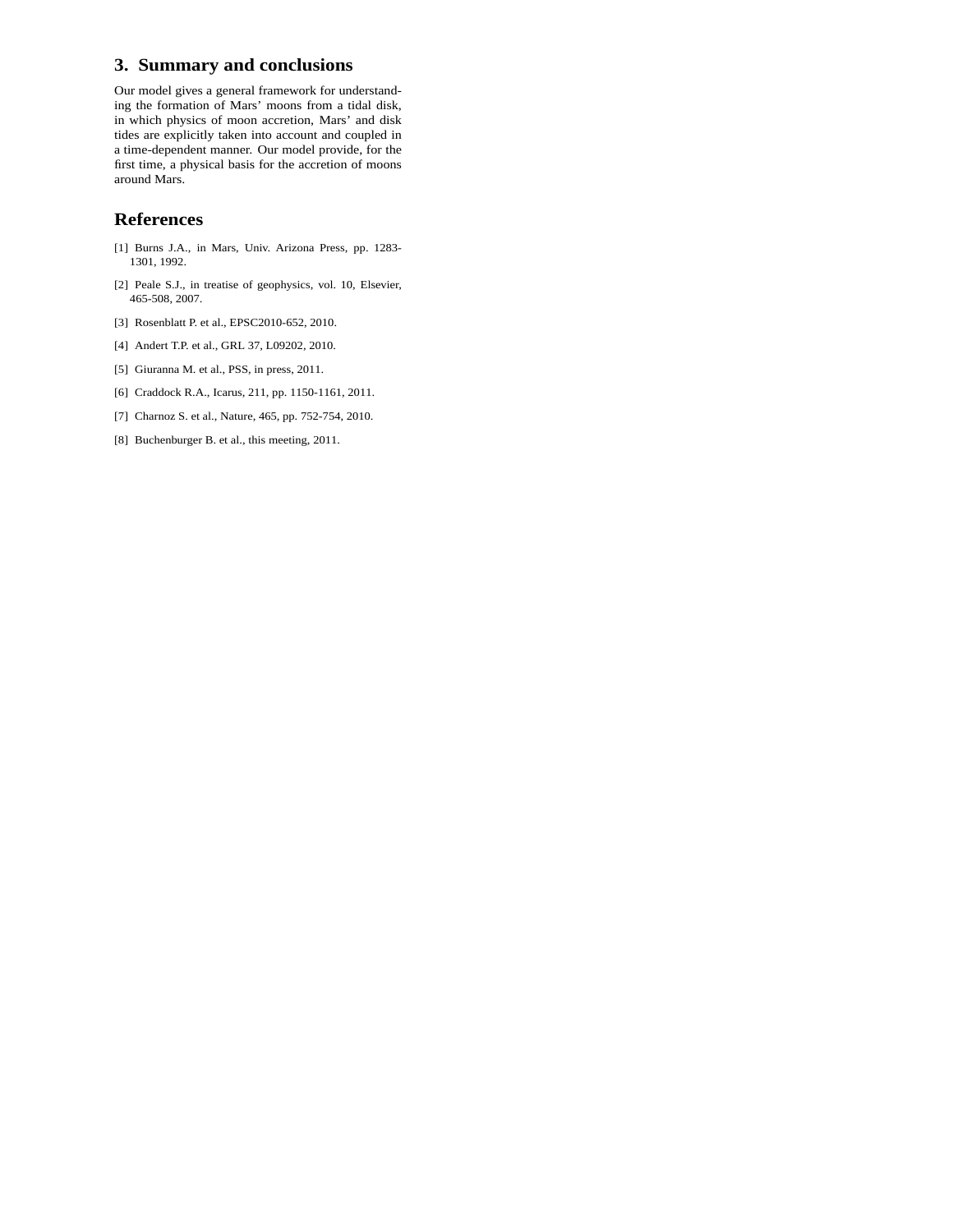## 3. Summary and conclusions

Our model gives a general framework for understanding the formation of Mars' moons from a tidal disk, in which physics of moon accretion, Mars' and disk tides are explicitly taken into account and coupled in a time-dependent manner. Our model provide, for the first time, a physical basis for the accretion of moons around Mars.

## References

[1] Burns J.A., in Mars, Univ. Arizona Press, pp. 1283-1301, 1992.

[2] Peale S.J., in treatise of geophysics, vol. 10, Elsevier, 465-508, 2007.

[3] Rosenblatt P. et al., EPSC2010-652, 2010.

[4] Andert T.P. et al., GRL 37, L09202, 2010.

[5] Giuranna M. et al., PSS, in press, 2011.

[6] Craddock R.A., Icarus, 211, pp. 1150-1161, 2011.

[7] Charnoz S. et al., Nature, 465, pp. 752-754, 2010.

[8] Buchenburger B. et al., this meeting, 2011.